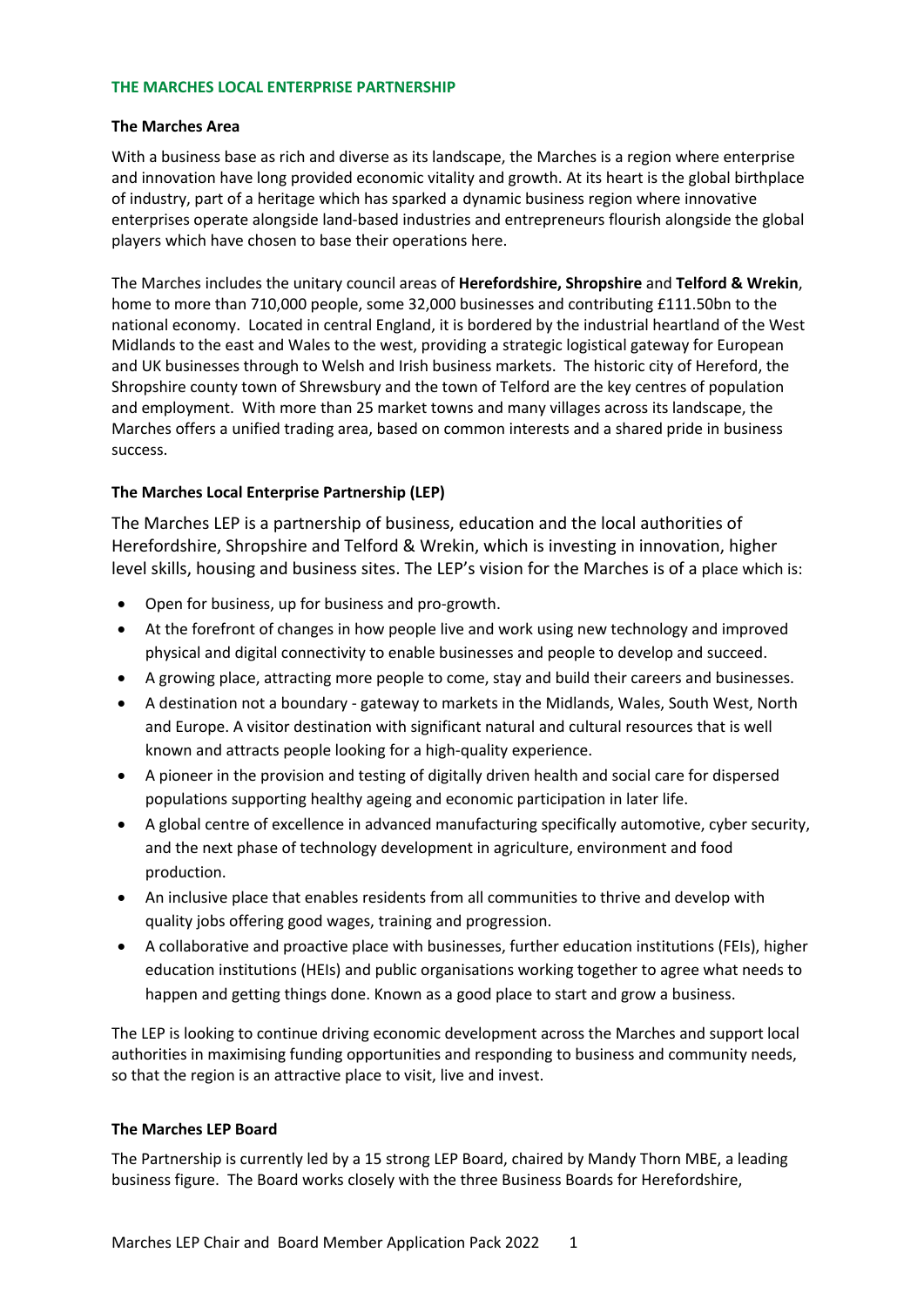# THE MARCHES LOCAL ENTERPRISE PARTNERSHIP

## The Marches Area

With a business base as rich and diverse as its landscape, the Marches is a region where enterprise and innovation have long provided economic vitality and growth. At its heart is the global birthplace of industry, part of a heritage which has sparked a dynamic business region where innovative enterprises operate alongside land-based industries and entrepreneurs flourish alongside the global players which have chosen to base their operations here.

The Marches includes the unitary council areas of **Herefordshire, Shropshire** and **Telford & Wrekin**, home to more than 710,000 people, some 32,000 businesses and contributing £111.50bn to the national economy. Located in central England, it is bordered by the industrial heartland of the West Midlands to the east and Wales to the west, providing a strategic logistical gateway for European and UK businesses through to Welsh and Irish business markets. The historic city of Hereford, the Shropshire county town of Shrewsbury and the town of Telford are the key centres of population and employment. With more than 25 market towns and many villages across its landscape, the Marches offers a unified trading area, based on common interests and a shared pride in business success.

## The Marches Local Enterprise Partnership (LEP)

The Marches LEP is a partnership of business, education and the local authorities of Herefordshire, Shropshire and Telford & Wrekin, which is investing in innovation, higher level skills, housing and business sites. The LEP's vision for the Marches is of a place which is:

- Open for business, up for business and pro-growth.
- At the forefront of changes in how people live and work using new technology and improved physical and digital connectivity to enable businesses and people to develop and succeed.
- A growing place, attracting more people to come, stay and build their careers and businesses.
- A destination not a boundary - gateway to markets in the Midlands, Wales, South West, North and Europe. A visitor destination with significant natural and cultural resources that is well known and attracts people looking for a high-quality experience.
- A pioneer in the provision and testing of digitally driven health and social care for dispersed populations supporting healthy ageing and economic participation in later life.
- A global centre of excellence in advanced manufacturing specifically automotive, cyber security, and the next phase of technology development in agriculture, environment and food production.
- An inclusive place that enables residents from all communities to thrive and develop with quality jobs offering good wages, training and progression.
- A collaborative and proactive place with businesses, further education institutions (FEIs), higher education institutions (HEIs) and public organisations working together to agree what needs to happen and getting things done. Known as a good place to start and grow a business.

The LEP is looking to continue driving economic development across the Marches and support local authorities in maximising funding opportunities and responding to business and community needs, so that the region is an attractive place to visit, live and invest.

## The Marches LEP Board

The Partnership is currently led by a 15 strong LEP Board, chaired by Mandy Thorn MBE, a leading business figure. The Board works closely with the three Business Boards for Herefordshire,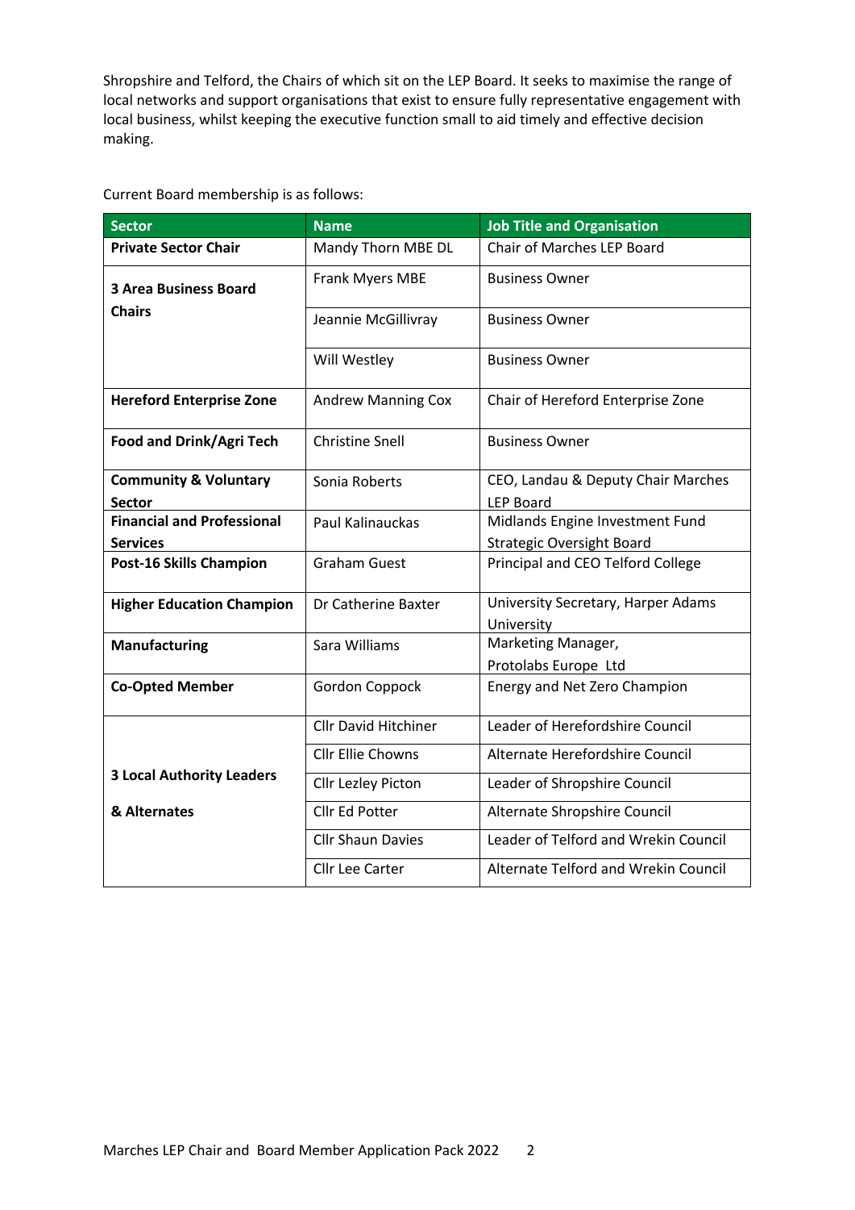Shropshire and Telford, the Chairs of which sit on the LEP Board. It seeks to maximise the range of local networks and support organisations that exist to ensure fully representative engagement with local business, whilst keeping the executive function small to aid timely and effective decision making.

Current Board membership is as follows:

| Sector | Name | Job Title and Organisation |
|---|---|---|
| **Private Sector Chair** | Mandy Thorn MBE DL | Chair of Marches LEP Board |
| **3 Area Business Board Chairs** | Frank Myers MBE | Business Owner |
| | Jeannie McGillivray | Business Owner |
| | Will Westley | Business Owner |
| **Hereford Enterprise Zone** | Andrew Manning Cox | Chair of Hereford Enterprise Zone |
| **Food and Drink/Agri Tech** | Christine Snell | Business Owner |
| **Community & Voluntary Sector** | Sonia Roberts | CEO, Landau & Deputy Chair Marches LEP Board |
| **Financial and Professional Services** | Paul Kalinauckas | Midlands Engine Investment Fund Strategic Oversight Board |
| **Post-16 Skills Champion** | Graham Guest | Principal and CEO Telford College |
| **Higher Education Champion** | Dr Catherine Baxter | University Secretary, Harper Adams University |
| **Manufacturing** | Sara Williams | Marketing Manager, Protolabs Europe Ltd |
| **Co-Opted Member** | Gordon Coppock | Energy and Net Zero Champion |
| **3 Local Authority Leaders & Alternates** | Cllr David Hitchiner | Leader of Herefordshire Council |
| | Cllr Ellie Chowns | Alternate Herefordshire Council |
| | Cllr Lezley Picton | Leader of Shropshire Council |
| | Cllr Ed Potter | Alternate Shropshire Council |
| | Cllr Shaun Davies | Leader of Telford and Wrekin Council |
| | Cllr Lee Carter | Alternate Telford and Wrekin Council |